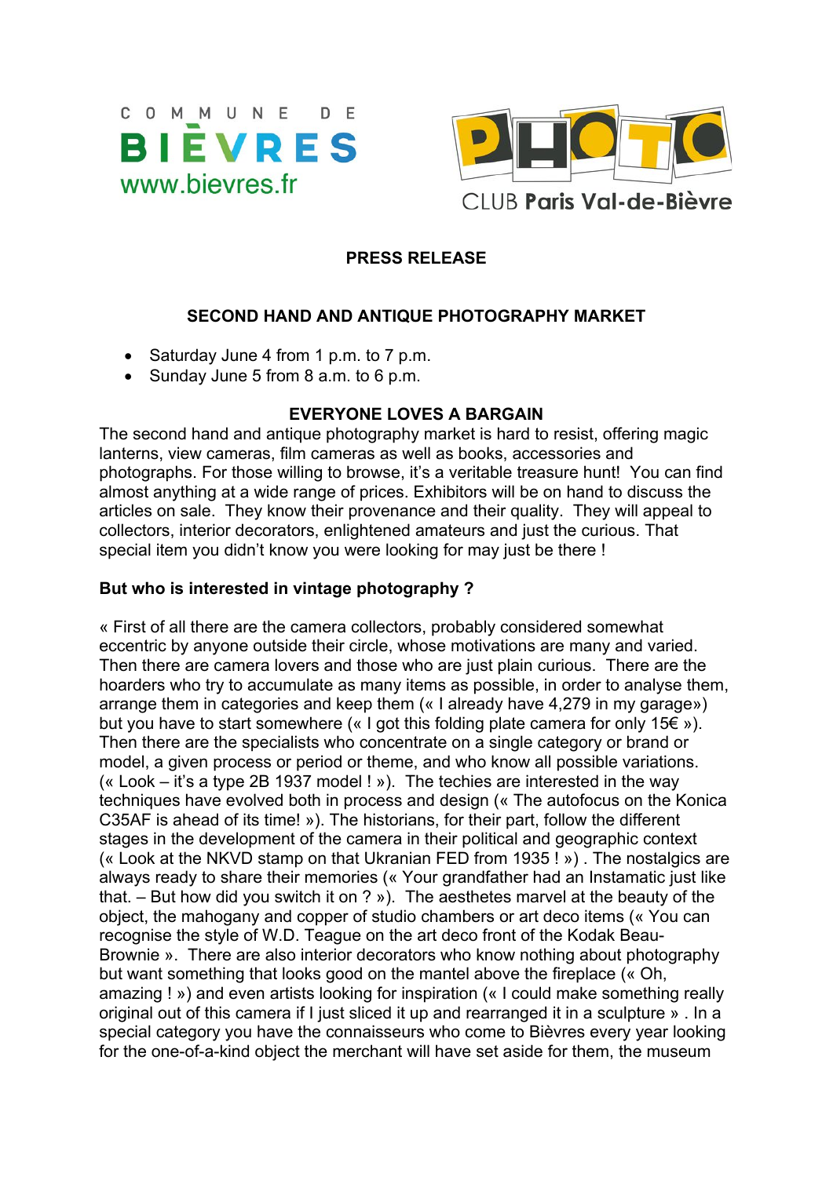COMMUNE DE BIÈVRES
www.bievres.fr

PHOTO CLUB Paris Val-de-Bièvre

**PRESS RELEASE**

**SECOND HAND AND ANTIQUE PHOTOGRAPHY MARKET**

- Saturday June 4 from 1 p.m. to 7 p.m.
- Sunday June 5 from 8 a.m. to 6 p.m.

**EVERYONE LOVES A BARGAIN**

The second hand and antique photography market is hard to resist, offering magic lanterns, view cameras, film cameras as well as books, accessories and photographs. For those willing to browse, it's a veritable treasure hunt! You can find almost anything at a wide range of prices. Exhibitors will be on hand to discuss the articles on sale. They know their provenance and their quality. They will appeal to collectors, interior decorators, enlightened amateurs and just the curious. That special item you didn't know you were looking for may just be there !

**But who is interested in vintage photography ?**

« First of all there are the camera collectors, probably considered somewhat eccentric by anyone outside their circle, whose motivations are many and varied. Then there are camera lovers and those who are just plain curious. There are the hoarders who try to accumulate as many items as possible, in order to analyse them, arrange them in categories and keep them (« I already have 4,279 in my garage») but you have to start somewhere (« I got this folding plate camera for only 15€ »). Then there are the specialists who concentrate on a single category or brand or model, a given process or period or theme, and who know all possible variations. (« Look – it's a type 2B 1937 model ! »). The techies are interested in the way techniques have evolved both in process and design (« The autofocus on the Konica C35AF is ahead of its time! »). The historians, for their part, follow the different stages in the development of the camera in their political and geographic context (« Look at the NKVD stamp on that Ukranian FED from 1935 ! ») . The nostalgics are always ready to share their memories (« Your grandfather had an Instamatic just like that. – But how did you switch it on ? »). The aesthetes marvel at the beauty of the object, the mahogany and copper of studio chambers or art deco items (« You can recognise the style of W.D. Teague on the art deco front of the Kodak Beau-Brownie ». There are also interior decorators who know nothing about photography but want something that looks good on the mantel above the fireplace (« Oh, amazing ! ») and even artists looking for inspiration (« I could make something really original out of this camera if I just sliced it up and rearranged it in a sculpture » . In a special category you have the connaisseurs who come to Bièvres every year looking for the one-of-a-kind object the merchant will have set aside for them, the museum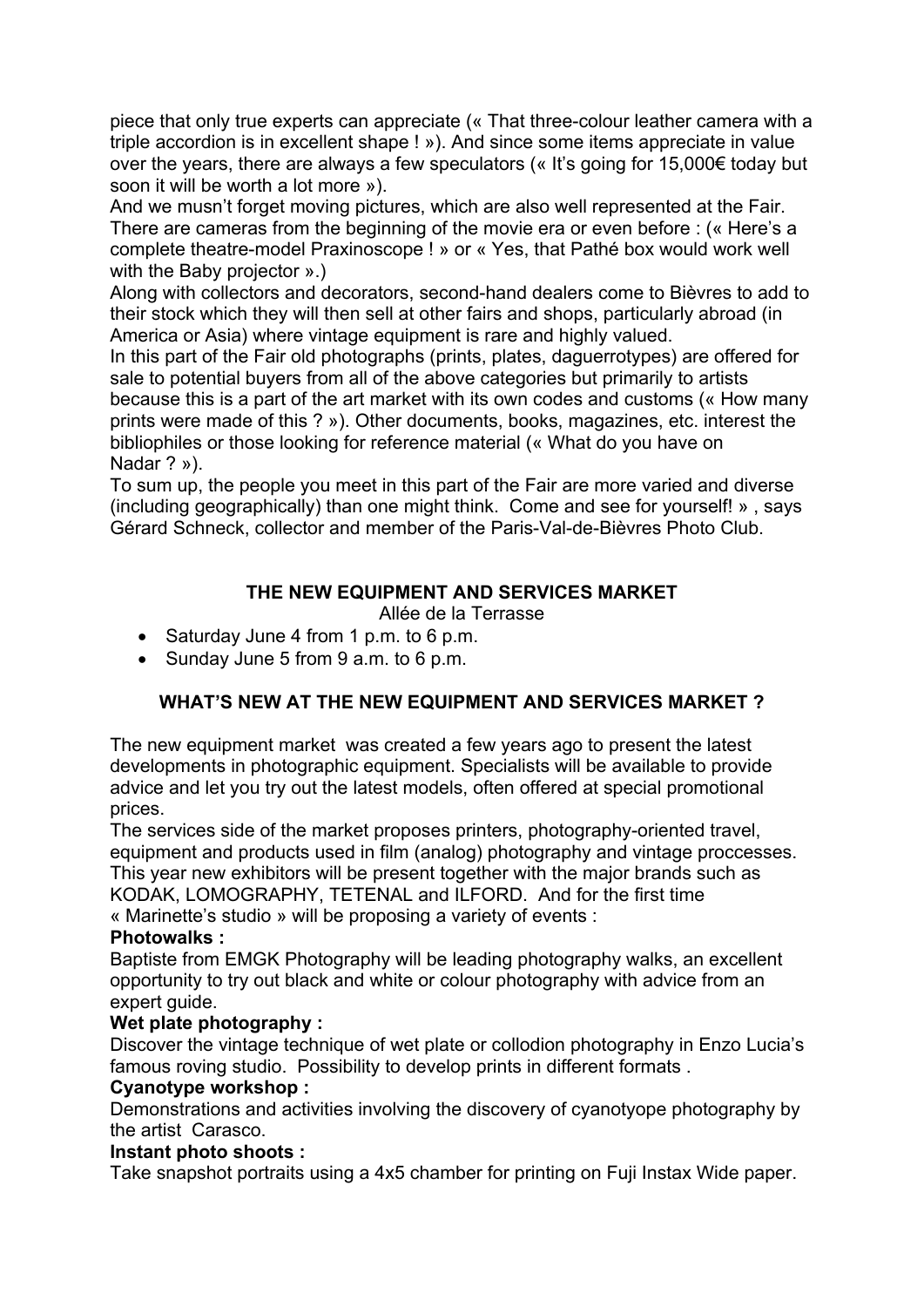piece that only true experts can appreciate (« That three-colour leather camera with a triple accordion is in excellent shape ! »). And since some items appreciate in value over the years, there are always a few speculators (« It's going for 15,000€ today but soon it will be worth a lot more »).

And we musn't forget moving pictures, which are also well represented at the Fair. There are cameras from the beginning of the movie era or even before : (« Here's a complete theatre-model Praxinoscope ! » or « Yes, that Pathé box would work well with the Baby projector ».)

Along with collectors and decorators, second-hand dealers come to Bièvres to add to their stock which they will then sell at other fairs and shops, particularly abroad (in America or Asia) where vintage equipment is rare and highly valued.

In this part of the Fair old photographs (prints, plates, daguerrotypes) are offered for sale to potential buyers from all of the above categories but primarily to artists because this is a part of the art market with its own codes and customs (« How many prints were made of this ? »). Other documents, books, magazines, etc. interest the bibliophiles or those looking for reference material (« What do you have on Nadar ? »).

To sum up, the people you meet in this part of the Fair are more varied and diverse (including geographically) than one might think. Come and see for yourself! » , says Gérard Schneck, collector and member of the Paris-Val-de-Bièvres Photo Club.

## THE NEW EQUIPMENT AND SERVICES MARKET

Allée de la Terrasse

- Saturday June 4 from 1 p.m. to 6 p.m.
- Sunday June 5 from 9 a.m. to 6 p.m.

## WHAT'S NEW AT THE NEW EQUIPMENT AND SERVICES MARKET ?

The new equipment market was created a few years ago to present the latest developments in photographic equipment. Specialists will be available to provide advice and let you try out the latest models, often offered at special promotional prices.

The services side of the market proposes printers, photography-oriented travel, equipment and products used in film (analog) photography and vintage proccesses. This year new exhibitors will be present together with the major brands such as KODAK, LOMOGRAPHY, TETENAL and ILFORD. And for the first time « Marinette's studio » will be proposing a variety of events :

**Photowalks :**

Baptiste from EMGK Photography will be leading photography walks, an excellent opportunity to try out black and white or colour photography with advice from an expert guide.

**Wet plate photography :**

Discover the vintage technique of wet plate or collodion photography in Enzo Lucia's famous roving studio. Possibility to develop prints in different formats .

**Cyanotype workshop :**

Demonstrations and activities involving the discovery of cyanotyope photography by the artist Carasco.

**Instant photo shoots :**

Take snapshot portraits using a 4x5 chamber for printing on Fuji Instax Wide paper.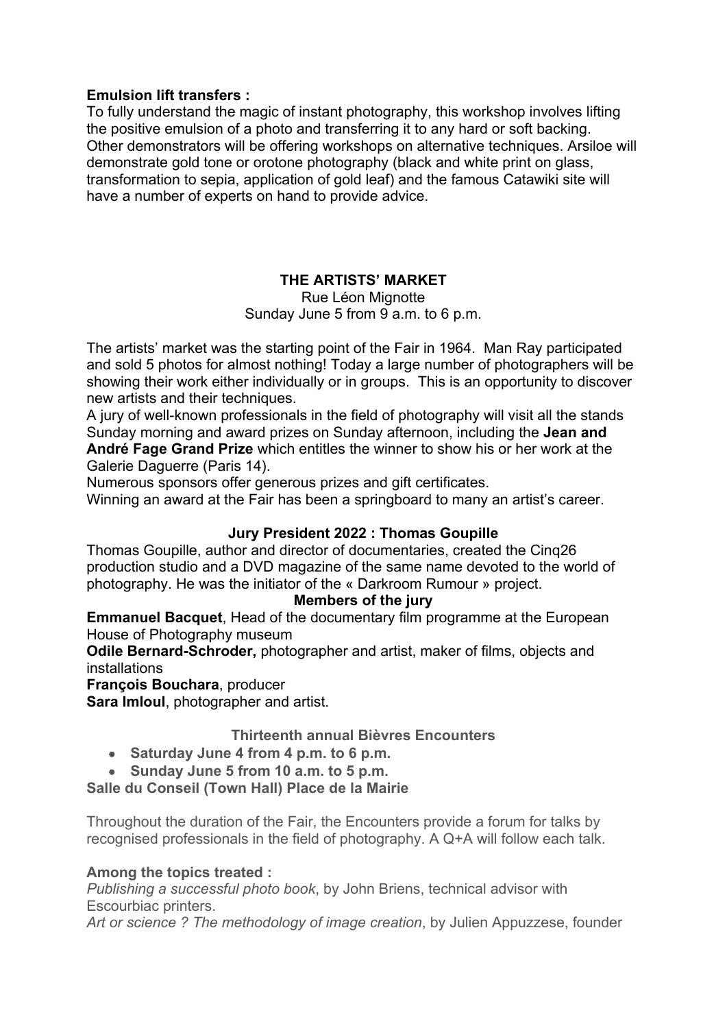**Emulsion lift transfers :**
To fully understand the magic of instant photography, this workshop involves lifting the positive emulsion of a photo and transferring it to any hard or soft backing.
Other demonstrators will be offering workshops on alternative techniques. Arsiloe will demonstrate gold tone or orotone photography (black and white print on glass, transformation to sepia, application of gold leaf) and the famous Catawiki site will have a number of experts on hand to provide advice.

## THE ARTISTS' MARKET

Rue Léon Mignotte
Sunday June 5 from 9 a.m. to 6 p.m.

The artists' market was the starting point of the Fair in 1964. Man Ray participated and sold 5 photos for almost nothing! Today a large number of photographers will be showing their work either individually or in groups. This is an opportunity to discover new artists and their techniques.
A jury of well-known professionals in the field of photography will visit all the stands Sunday morning and award prizes on Sunday afternoon, including the **Jean and André Fage Grand Prize** which entitles the winner to show his or her work at the Galerie Daguerre (Paris 14).
Numerous sponsors offer generous prizes and gift certificates.
Winning an award at the Fair has been a springboard to many an artist's career.

### Jury President 2022 : Thomas Goupille

Thomas Goupille, author and director of documentaries, created the Cinq26 production studio and a DVD magazine of the same name devoted to the world of photography. He was the initiator of the « Darkroom Rumour » project.

### Members of the jury

**Emmanuel Bacquet**, Head of the documentary film programme at the European House of Photography museum
**Odile Bernard-Schroder,** photographer and artist, maker of films, objects and installations
**François Bouchara**, producer
**Sara Imloul**, photographer and artist.

### Thirteenth annual Bièvres Encounters

- **Saturday June 4 from 4 p.m. to 6 p.m.**
- **Sunday June 5 from 10 a.m. to 5 p.m.**

**Salle du Conseil (Town Hall) Place de la Mairie**

Throughout the duration of the Fair, the Encounters provide a forum for talks by recognised professionals in the field of photography. A Q+A will follow each talk.

**Among the topics treated :**
*Publishing a successful photo book*, by John Briens, technical advisor with Escourbiac printers.
*Art or science ? The methodology of image creation*, by Julien Appuzzese, founder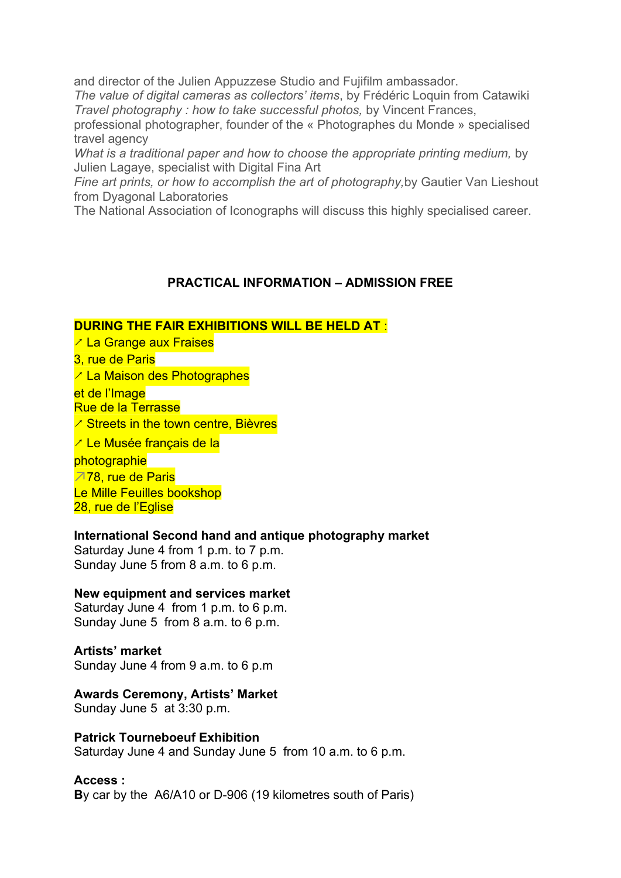and director of the Julien Appuzzese Studio and Fujifilm ambassador.
*The value of digital cameras as collectors' items*, by Frédéric Loquin from Catawiki
*Travel photography : how to take successful photos,* by Vincent Frances, professional photographer, founder of the « Photographes du Monde » specialised travel agency
*What is a traditional paper and how to choose the appropriate printing medium,* by Julien Lagaye, specialist with Digital Fina Art
*Fine art prints, or how to accomplish the art of photography,*by Gautier Van Lieshout from Dyagonal Laboratories
The National Association of Iconographs will discuss this highly specialised career.

**PRACTICAL INFORMATION – ADMISSION FREE**

**DURING THE FAIR EXHIBITIONS WILL BE HELD AT** :
↗ La Grange aux Fraises
3, rue de Paris
↗ La Maison des Photographes
et de l'Image
Rue de la Terrasse
↗ Streets in the town centre, Bièvres
↗ Le Musée français de la
photographie
↗78, rue de Paris
Le Mille Feuilles bookshop
28, rue de l'Eglise

**International Second hand and antique photography market**
Saturday June 4 from 1 p.m. to 7 p.m.
Sunday June 5 from 8 a.m. to 6 p.m.

**New equipment and services market**
Saturday June 4 from 1 p.m. to 6 p.m.
Sunday June 5 from 8 a.m. to 6 p.m.

**Artists' market**
Sunday June 4 from 9 a.m. to 6 p.m

**Awards Ceremony, Artists' Market**
Sunday June 5 at 3:30 p.m.

**Patrick Tourneboeuf Exhibition**
Saturday June 4 and Sunday June 5 from 10 a.m. to 6 p.m.

**Access :**
**B**y car by the A6/A10 or D-906 (19 kilometres south of Paris)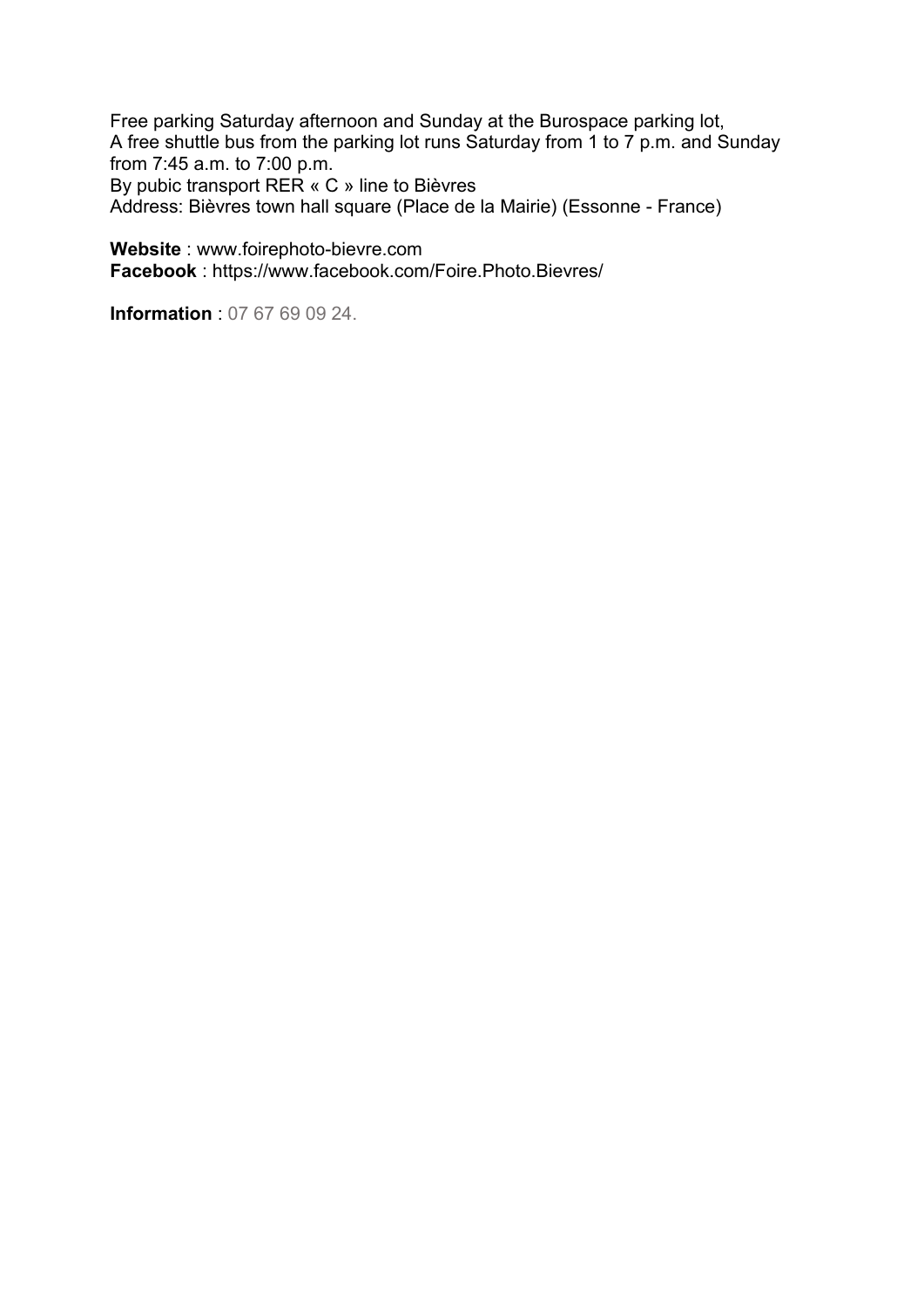Free parking Saturday afternoon and Sunday at the Burospace parking lot,
A free shuttle bus from the parking lot runs Saturday from 1 to 7 p.m. and Sunday from 7:45 a.m. to 7:00 p.m.
By pubic transport RER « C » line to Bièvres
Address: Bièvres town hall square (Place de la Mairie) (Essonne - France)

**Website** : www.foirephoto-bievre.com
**Facebook** : https://www.facebook.com/Foire.Photo.Bievres/

**Information** : 07 67 69 09 24.